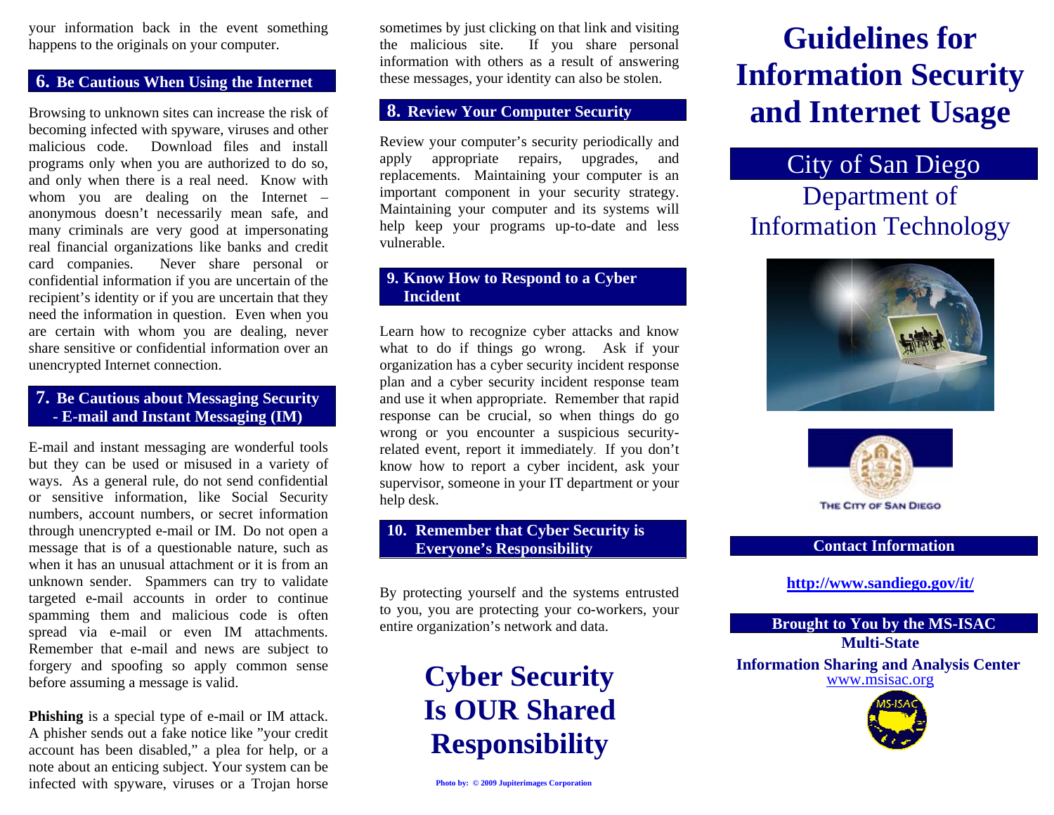your information back in the event something happens to the originals on your computer.

## 6. Be Cautious When Using the Internet

Browsing to unknown sites can increase the risk of becoming infected with spyware, viruses and other malicious code. Download files and install programs only when you are authorized to do so, and only when there is a real need. Know with whom you are dealing on the Internet – anonymous doesn't necessarily mean safe, and many criminals are very good at impersonating real financial organizations like banks and credit card companies. Never share personal or confidential information if you are uncertain of the recipient's identity or if you are uncertain that they need the information in question. Even when you are certain with whom you are dealing, never share sensitive or confidential information over an unencrypted Internet connection.

## 7. Be Cautious about Messaging Security - E-mail and Instant Messaging (IM)

E-mail and instant messaging are wonderful tools but they can be used or misused in a variety of ways. As a general rule, do not send confidential or sensitive information, like Social Security numbers, account numbers, or secret information through unencrypted e-mail or IM. Do not open a message that is of a questionable nature, such as when it has an unusual attachment or it is from an unknown sender. Spammers can try to validate targeted e-mail accounts in order to continue spamming them and malicious code is often spread via e-mail or even IM attachments. Remember that e-mail and news are subject to forgery and spoofing so apply common sense before assuming a message is valid.

**Phishing** is a special type of e-mail or IM attack. A phisher sends out a fake notice like "your credit account has been disabled," a plea for help, or a note about an enticing subject. Your system can be infected with spyware, viruses or a Trojan horse sometimes by just clicking on that link and visiting the malicious site. If you share personal information with others as a result of answering these messages, your identity can also be stolen.

## 8. Review Your Computer Security

Review your computer's security periodically and apply appropriate repairs, upgrades, and replacements. Maintaining your computer is an important component in your security strategy. Maintaining your computer and its systems will help keep your programs up-to-date and less vulnerable.

## 9. Know How to Respond to a Cyber Incident

Learn how to recognize cyber attacks and know what to do if things go wrong. Ask if your organization has a cyber security incident response plan and a cyber security incident response team and use it when appropriate. Remember that rapid response can be crucial, so when things do go wrong or you encounter a suspicious security-related event, report it immediately. If you don't know how to report a cyber incident, ask your supervisor, someone in your IT department or your help desk.

## 10. Remember that Cyber Security is Everyone's Responsibility

By protecting yourself and the systems entrusted to you, you are protecting your co-workers, your entire organization's network and data.

# Cyber Security Is OUR Shared Responsibility

Photo by: © 2009 Jupiterimages Corporation

# Guidelines for Information Security and Internet Usage

## City of San Diego Department of Information Technology

THE CITY OF SAN DIEGO

### Contact Information

http://www.sandiego.gov/it/

### Brought to You by the MS-ISAC

**Multi-State Information Sharing and Analysis Center**

www.msisac.org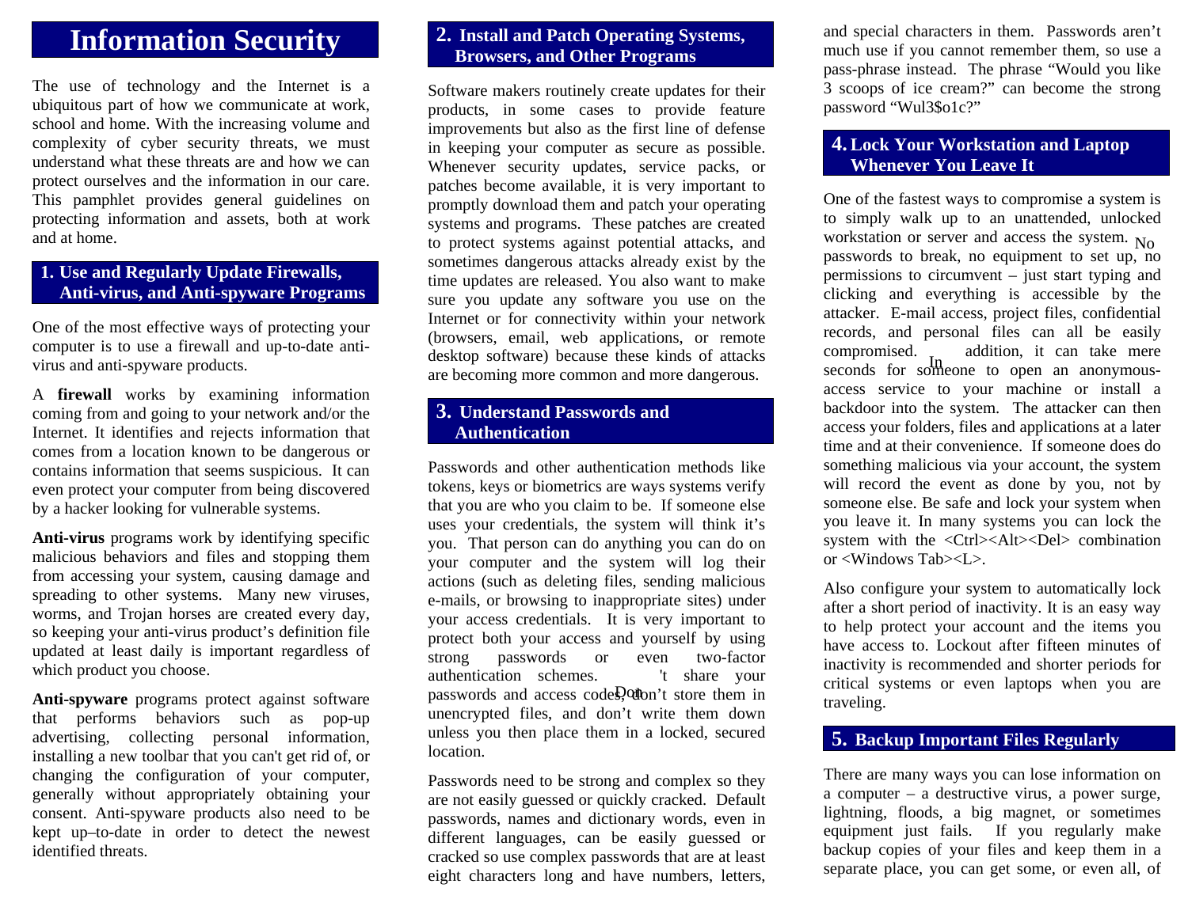# Information Security

The use of technology and the Internet is a ubiquitous part of how we communicate at work, school and home. With the increasing volume and complexity of cyber security threats, we must understand what these threats are and how we can protect ourselves and the information in our care. This pamphlet provides general guidelines on protecting information and assets, both at work and at home.

## 1. Use and Regularly Update Firewalls, Anti-virus, and Anti-spyware Programs

One of the most effective ways of protecting your computer is to use a firewall and up-to-date anti-virus and anti-spyware products.

A **firewall** works by examining information coming from and going to your network and/or the Internet. It identifies and rejects information that comes from a location known to be dangerous or contains information that seems suspicious. It can even protect your computer from being discovered by a hacker looking for vulnerable systems.

**Anti-virus** programs work by identifying specific malicious behaviors and files and stopping them from accessing your system, causing damage and spreading to other systems. Many new viruses, worms, and Trojan horses are created every day, so keeping your anti-virus product's definition file updated at least daily is important regardless of which product you choose.

**Anti-spyware** programs protect against software that performs behaviors such as pop-up advertising, collecting personal information, installing a new toolbar that you can't get rid of, or changing the configuration of your computer, generally without appropriately obtaining your consent. Anti-spyware products also need to be kept up–to-date in order to detect the newest identified threats.

## 2. Install and Patch Operating Systems, Browsers, and Other Programs

Software makers routinely create updates for their products, in some cases to provide feature improvements but also as the first line of defense in keeping your computer as secure as possible. Whenever security updates, service packs, or patches become available, it is very important to promptly download them and patch your operating systems and programs. These patches are created to protect systems against potential attacks, and sometimes dangerous attacks already exist by the time updates are released. You also want to make sure you update any software you use on the Internet or for connectivity within your network (browsers, email, web applications, or remote desktop software) because these kinds of attacks are becoming more common and more dangerous.

## 3. Understand Passwords and Authentication

Passwords and other authentication methods like tokens, keys or biometrics are ways systems verify that you are who you claim to be. If someone else uses your credentials, the system will think it's you. That person can do anything you can do on your computer and the system will log their actions (such as deleting files, sending malicious e-mails, or browsing to inappropriate sites) under your access credentials. It is very important to protect both your access and yourself by using strong passwords or even two-factor authentication schemes. Don't share your passwords and access codes, don't store them in unencrypted files, and don't write them down unless you then place them in a locked, secured location.

Passwords need to be strong and complex so they are not easily guessed or quickly cracked. Default passwords, names and dictionary words, even in different languages, can be easily guessed or cracked so use complex passwords that are at least eight characters long and have numbers, letters, and special characters in them. Passwords aren't much use if you cannot remember them, so use a pass-phrase instead. The phrase "Would you like 3 scoops of ice cream?" can become the strong password "Wul3$o1c?"

## 4. Lock Your Workstation and Laptop Whenever You Leave It

One of the fastest ways to compromise a system is to simply walk up to an unattended, unlocked workstation or server and access the system. No passwords to break, no equipment to set up, no permissions to circumvent – just start typing and clicking and everything is accessible by the attacker. E-mail access, project files, confidential records, and personal files can all be easily compromised. In addition, it can take mere seconds for someone to open an anonymous-access service to your machine or install a backdoor into the system. The attacker can then access your folders, files and applications at a later time and at their convenience. If someone does do something malicious via your account, the system will record the event as done by you, not by someone else. Be safe and lock your system when you leave it. In many systems you can lock the system with the <Ctrl><Alt><Del> combination or <Windows Tab><L>.

Also configure your system to automatically lock after a short period of inactivity. It is an easy way to help protect your account and the items you have access to. Lockout after fifteen minutes of inactivity is recommended and shorter periods for critical systems or even laptops when you are traveling.

## 5. Backup Important Files Regularly

There are many ways you can lose information on a computer – a destructive virus, a power surge, lightning, floods, a big magnet, or sometimes equipment just fails. If you regularly make backup copies of your files and keep them in a separate place, you can get some, or even all, of